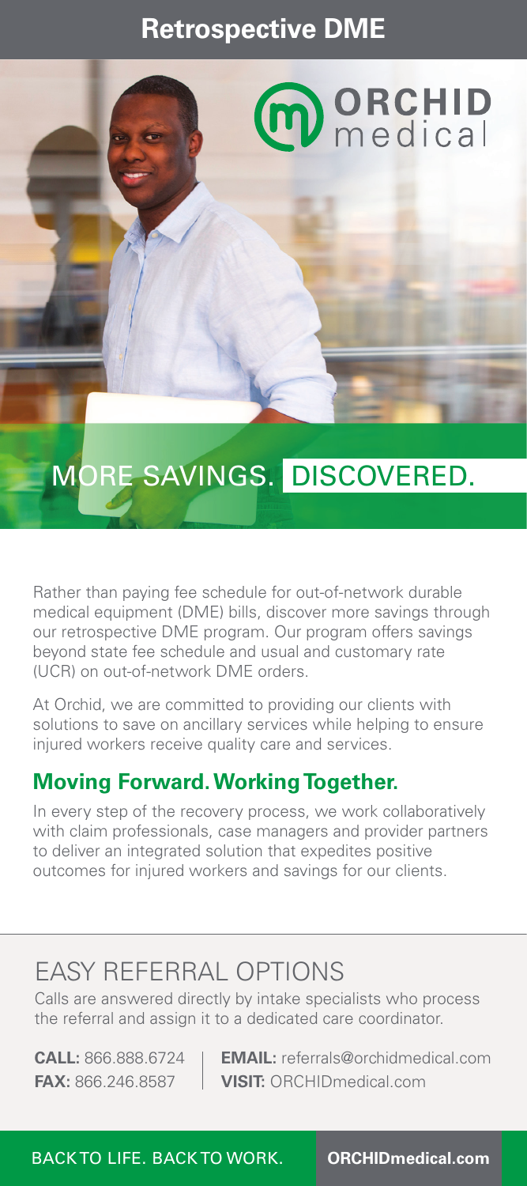# Retrospective DME

ORCHID medical

## MORE SAVINGS. DISCOVERED.

Rather than paying fee schedule for out-of-network durable medical equipment (DME) bills, discover more savings through our retrospective DME program. Our program offers savings beyond state fee schedule and usual and customary rate (UCR) on out-of-network DME orders.

At Orchid, we are committed to providing our clients with solutions to save on ancillary services while helping to ensure injured workers receive quality care and services.

### Moving Forward. Working Together.

In every step of the recovery process, we work collaboratively with claim professionals, case managers and provider partners to deliver an integrated solution that expedites positive outcomes for injured workers and savings for our clients.

## EASY REFERRAL OPTIONS

Calls are answered directly by intake specialists who process the referral and assign it to a dedicated care coordinator.

**CALL:** 866.888.6724
**FAX:** 866.246.8587
**EMAIL:** referrals@orchidmedical.com
**VISIT:** ORCHIDmedical.com

BACK TO LIFE. BACK TO WORK. **ORCHIDmedical.com**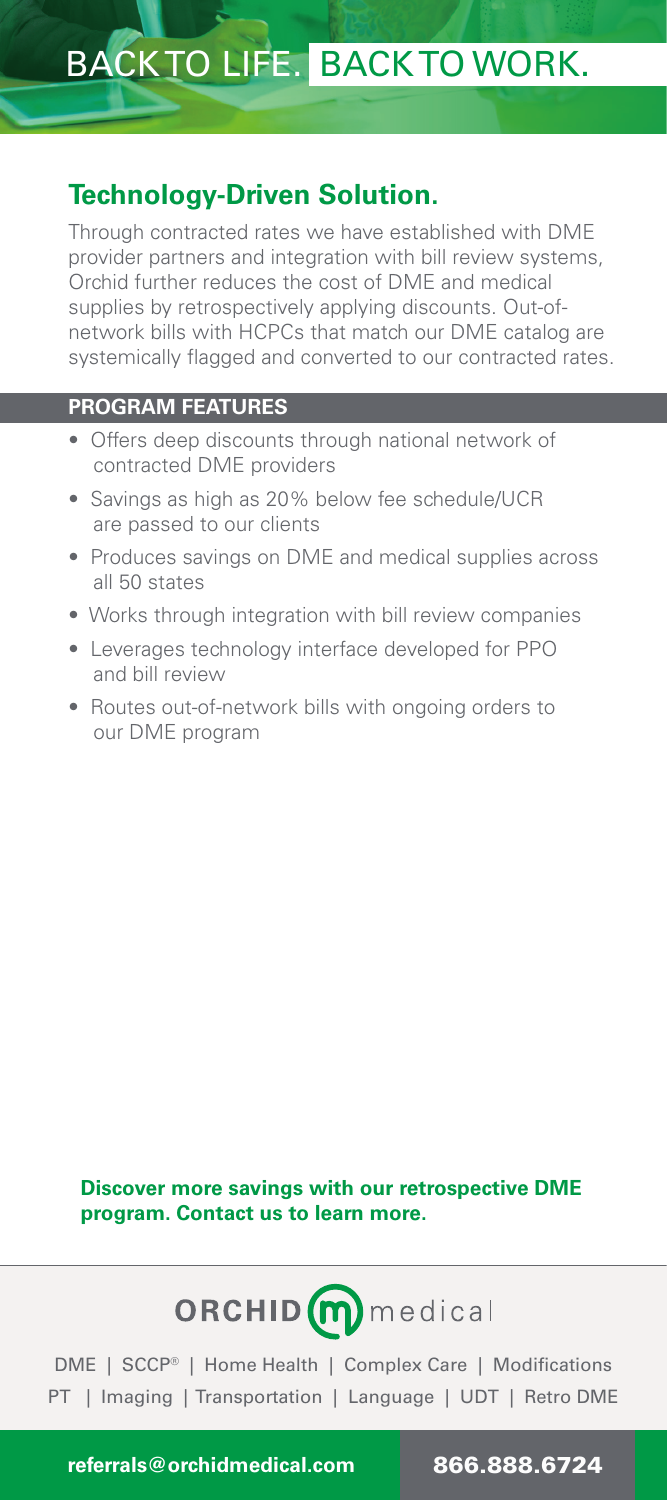# BACK TO LIFE. BACK TO WORK.

## Technology-Driven Solution.

Through contracted rates we have established with DME provider partners and integration with bill review systems, Orchid further reduces the cost of DME and medical supplies by retrospectively applying discounts. Out-of-network bills with HCPCs that match our DME catalog are systemically flagged and converted to our contracted rates.

**PROGRAM FEATURES**

- Offers deep discounts through national network of contracted DME providers
- Savings as high as 20% below fee schedule/UCR are passed to our clients
- Produces savings on DME and medical supplies across all 50 states
- Works through integration with bill review companies
- Leverages technology interface developed for PPO and bill review
- Routes out-of-network bills with ongoing orders to our DME program

**Discover more savings with our retrospective DME program. Contact us to learn more.**

ORCHID medical

DME | SCCP® | Home Health | Complex Care | Modifications
PT | Imaging | Transportation | Language | UDT | Retro DME

**referrals@orchidmedical.com** **866.888.6724**